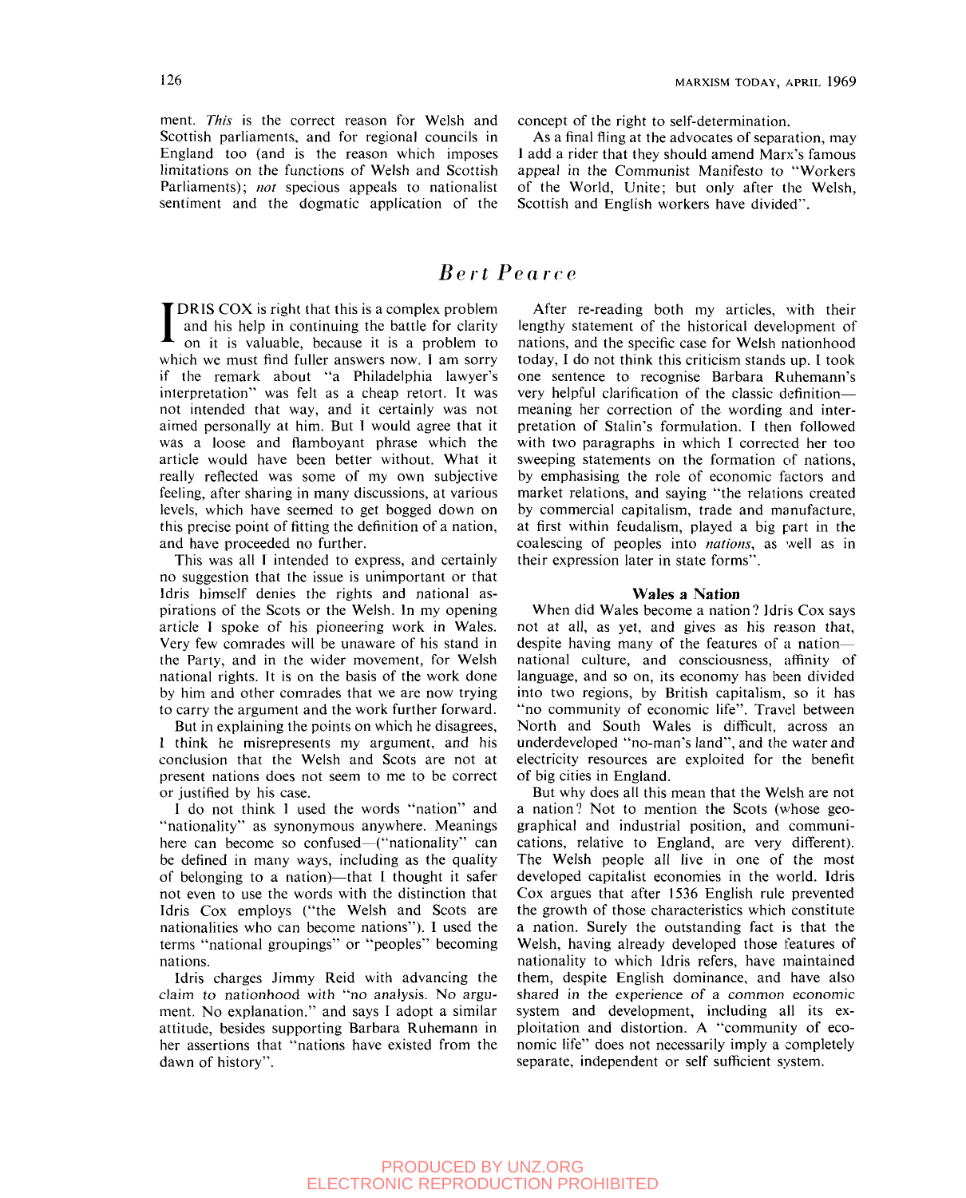ment. *This* is the correct reason for Welsh and Scottish parliaments, and for regional councils in England too (and is the reason which imposes limitations on the functions of Welsh and Scottish Parliaments); *not* specious appeals to nationalist sentiment and the dogmatic application of the concept of the right to self-determination.

As a final fling at the advocates of separation, may I add a rider that they should amend Marx's famous appeal in the Communist Manifesto to "Workers of the World, Unite; but only after the Welsh, Scottish and English workers have divided".

## *Bert Pearce*

IDRIS COX is right that this is a complex problem and his help in continuing the battle for clarity on it is valuable, because it is a problem to which we must find fuller answers now. I am sorry if the remark about "a Philadelphia lawyer's interpretation" was felt as a cheap retort. It was not intended that way, and it certainly was not aimed personally at him. But I would agree that it was a loose and flamboyant phrase which the article would have been better without. What it really reflected was some of my own subjective feeling, after sharing in many discussions, at various levels, which have seemed to get bogged down on this precise point of fitting the definition of a nation, and have proceeded no further.

This was all I intended to express, and certainly no suggestion that the issue is unimportant or that Idris himself denies the rights and national aspirations of the Scots or the Welsh. In my opening article I spoke of his pioneering work in Wales. Very few comrades will be unaware of his stand in the Party, and in the wider movement, for Welsh national rights. It is on the basis of the work done by him and other comrades that we are now trying to carry the argument and the work further forward.

But in explaining the points on which he disagrees, I think he misrepresents my argument, and his conclusion that the Welsh and Scots are not at present nations does not seem to me to be correct or justified by his case.

I do not think I used the words "nation" and "nationality" as synonymous anywhere. Meanings here can become so confused—("nationality" can be defined in many ways, including as the quality of belonging to a nation)—that I thought it safer not even to use the words with the distinction that Idris Cox employs ("the Welsh and Scots are nationalities who can become nations"). I used the terms "national groupings" or "peoples" becoming nations.

Idris charges Jimmy Reid with advancing the claim to nationhood with "no analysis. No argument. No explanation." and says I adopt a similar attitude, besides supporting Barbara Ruhemann in her assertions that "nations have existed from the dawn of history".

After re-reading both my articles, with their lengthy statement of the historical development of nations, and the specific case for Welsh nationhood today, I do not think this criticism stands up. I took one sentence to recognise Barbara Ruhemann's very helpful clarification of the classic definition—meaning her correction of the wording and interpretation of Stalin's formulation. I then followed with two paragraphs in which I corrected her too sweeping statements on the formation of nations, by emphasising the role of economic factors and market relations, and saying "the relations created by commercial capitalism, trade and manufacture, at first within feudalism, played a big part in the coalescing of peoples into *nations*, as well as in their expression later in state forms".

### Wales a Nation

When did Wales become a nation? Idris Cox says not at all, as yet, and gives as his reason that, despite having many of the features of a nation—national culture, and consciousness, affinity of language, and so on, its economy has been divided into two regions, by British capitalism, so it has "no community of economic life". Travel between North and South Wales is difficult, across an underdeveloped "no-man's land", and the water and electricity resources are exploited for the benefit of big cities in England.

But why does all this mean that the Welsh are not a nation? Not to mention the Scots (whose geographical and industrial position, and communications, relative to England, are very different). The Welsh people all live in one of the most developed capitalist economies in the world. Idris Cox argues that after 1536 English rule prevented the growth of those characteristics which constitute a nation. Surely the outstanding fact is that the Welsh, having already developed those features of nationality to which Idris refers, have maintained them, despite English dominance, and have also shared in the experience of a common economic system and development, including all its exploitation and distortion. A "community of economic life" does not necessarily imply a completely separate, independent or self sufficient system.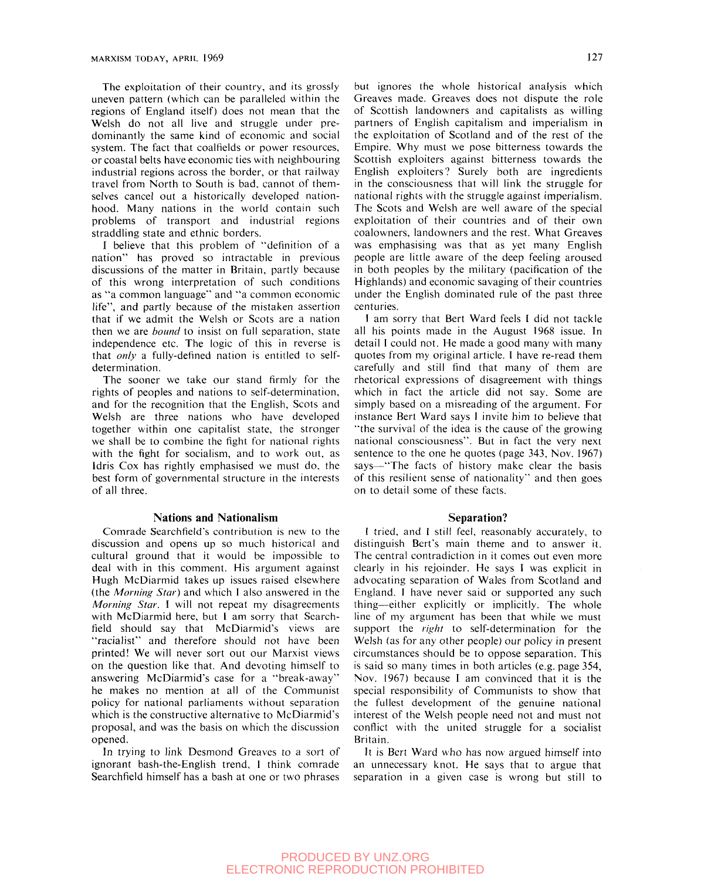The exploitation of their country, and its grossly uneven pattern (which can be paralleled within the regions of England itself) does not mean that the Welsh do not all live and struggle under predominantly the same kind of economic and social system. The fact that coalfields or power resources, or coastal belts have economic ties with neighbouring industrial regions across the border, or that railway travel from North to South is bad, cannot of themselves cancel out a historically developed nationhood. Many nations in the world contain such problems of transport and industrial regions straddling state and ethnic borders.

I believe that this problem of "definition of a nation" has proved so intractable in previous discussions of the matter in Britain, partly because of this wrong interpretation of such conditions as "a common language" and "a common economic life", and partly because of the mistaken assertion that if we admit the Welsh or Scots are a nation then we are *bound* to insist on full separation, state independence etc. The logic of this in reverse is that *only* a fully-defined nation is entitled to self-determination.

The sooner we take our stand firmly for the rights of peoples and nations to self-determination, and for the recognition that the English, Scots and Welsh are three nations who have developed together within one capitalist state, the stronger we shall be to combine the fight for national rights with the fight for socialism, and to work out, as Idris Cox has rightly emphasised we must do, the best form of governmental structure in the interests of all three.

## Nations and Nationalism

Comrade Searchfield's contribution is new to the discussion and opens up so much historical and cultural ground that it would be impossible to deal with in this comment. His argument against Hugh McDiarmid takes up issues raised elsewhere (the *Morning Star*) and which I also answered in the *Morning Star*. I will not repeat my disagreements with McDiarmid here, but I am sorry that Searchfield should say that McDiarmid's views are "racialist" and therefore should not have been printed! We will never sort out our Marxist views on the question like that. And devoting himself to answering McDiarmid's case for a "break-away" he makes no mention at all of the Communist policy for national parliaments without separation which is the constructive alternative to McDiarmid's proposal, and was the basis on which the discussion opened.

In trying to link Desmond Greaves to a sort of ignorant bash-the-English trend, I think comrade Searchfield himself has a bash at one or two phrases but ignores the whole historical analysis which Greaves made. Greaves does not dispute the role of Scottish landowners and capitalists as willing partners of English capitalism and imperialism in the exploitation of Scotland and of the rest of the Empire. Why must we pose bitterness towards the Scottish exploiters against bitterness towards the English exploiters? Surely both are ingredients in the consciousness that will link the struggle for national rights with the struggle against imperialism. The Scots and Welsh are well aware of the special exploitation of their countries and of their own coalowners, landowners and the rest. What Greaves was emphasising was that as yet many English people are little aware of the deep feeling aroused in both peoples by the military (pacification of the Highlands) and economic savaging of their countries under the English dominated rule of the past three centuries.

I am sorry that Bert Ward feels I did not tackle all his points made in the August 1968 issue. In detail I could not. He made a good many with many quotes from my original article. I have re-read them carefully and still find that many of them are rhetorical expressions of disagreement with things which in fact the article did not say. Some are simply based on a misreading of the argument. For instance Bert Ward says I invite him to believe that "the survival of the idea is the cause of the growing national consciousness". But in fact the very next sentence to the one he quotes (page 343, Nov. 1967) says—"The facts of history make clear the basis of this resilient sense of nationality" and then goes on to detail some of these facts.

## Separation?

I tried, and I still feel, reasonably accurately, to distinguish Bert's main theme and to answer it. The central contradiction in it comes out even more clearly in his rejoinder. He says I was explicit in advocating separation of Wales from Scotland and England. I have never said or supported any such thing—either explicitly or implicitly. The whole line of my argument has been that while we must support the *right* to self-determination for the Welsh (as for any other people) our policy in present circumstances should be to oppose separation. This is said so many times in both articles (e.g. page 354, Nov. 1967) because I am convinced that it is the special responsibility of Communists to show that the fullest development of the genuine national interest of the Welsh people need not and must not conflict with the united struggle for a socialist Britain.

It is Bert Ward who has now argued himself into an unnecessary knot. He says that to argue that separation in a given case is wrong but still to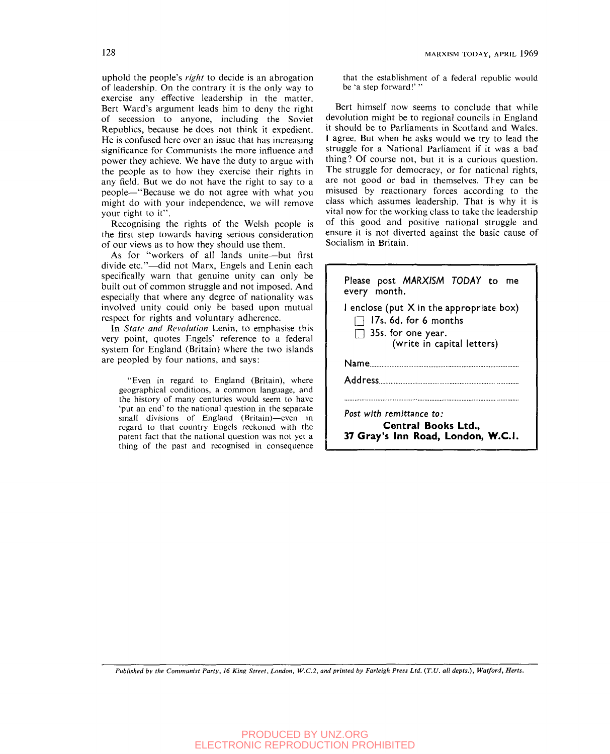uphold the people's *right* to decide is an abrogation of leadership. On the contrary it is the only way to exercise any effective leadership in the matter. Bert Ward's argument leads him to deny the right of secession to anyone, including the Soviet Republics, because he does not think it expedient. He is confused here over an issue that has increasing significance for Communists the more influence and power they achieve. We have the duty to argue with the people as to how they exercise their rights in any field. But we do not have the right to say to a people—"Because we do not agree with what you might do with your independence, we will remove your right to it".

Recognising the rights of the Welsh people is the first step towards having serious consideration of our views as to how they should use them.

As for "workers of all lands unite—but first divide etc."—did not Marx, Engels and Lenin each specifically warn that genuine unity can only be built out of common struggle and not imposed. And especially that where any degree of nationality was involved unity could only be based upon mutual respect for rights and voluntary adherence.

In *State and Revolution* Lenin, to emphasise this very point, quotes Engels' reference to a federal system for England (Britain) where the two islands are peopled by four nations, and says:

> "Even in regard to England (Britain), where geographical conditions, a common language, and the history of many centuries would seem to have 'put an end' to the national question in the separate small divisions of England (Britain)—even in regard to that country Engels reckoned with the patent fact that the national question was not yet a thing of the past and recognised in consequence that the establishment of a federal republic would be 'a step forward!'"

Bert himself now seems to conclude that while devolution might be to regional councils in England it should be to Parliaments in Scotland and Wales. I agree. But when he asks would we try to lead the struggle for a National Parliament if it was a bad thing? Of course not, but it is a curious question. The struggle for democracy, or for national rights, are not good or bad in themselves. They can be misused by reactionary forces according to the class which assumes leadership. That is why it is vital now for the working class to take the leadership of this good and positive national struggle and ensure it is not diverted against the basic cause of Socialism in Britain.

---

Please post *MARXISM TODAY* to me every month.

I enclose (put X in the appropriate box)

- ☐ 17s. 6d. for 6 months
- ☐ 35s. for one year.

(write in capital letters)

Name.................................................................

Address..............................................................

.......................................................................

*Post with remittance to:*

**Central Books Ltd.,**
**37 Gray's Inn Road, London, W.C.1.**

---

*Published by the Communist Party, 16 King Street, London, W.C.2, and printed by Farleigh Press Ltd. (T.U. all depts.), Watford, Herts.*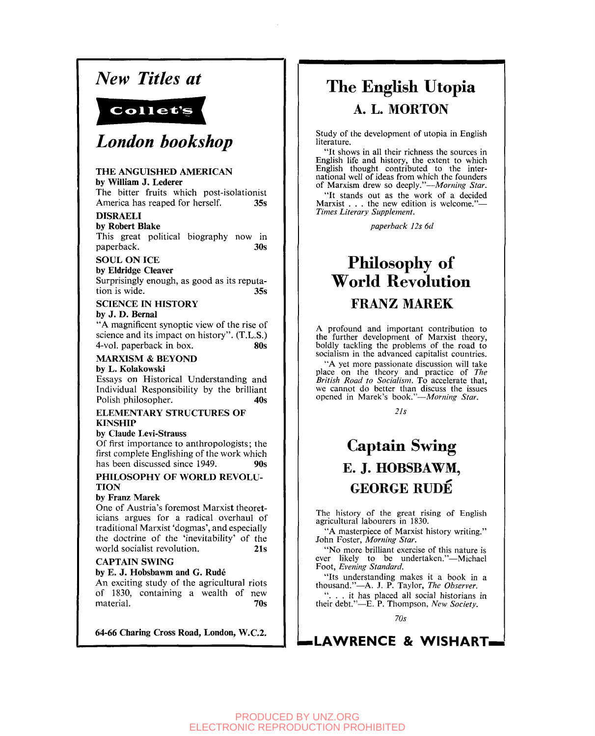# *New Titles at*

**Collet's**

# *London bookshop*

**THE ANGUISHED AMERICAN**
**by William J. Lederer**
The bitter fruits which post-isolationist America has reaped for herself. **35s**

**DISRAELI**
**by Robert Blake**
This great political biography now in paperback. **30s**

**SOUL ON ICE**
**by Eldridge Cleaver**
Surprisingly enough, as good as its reputation is wide. **35s**

**SCIENCE IN HISTORY**
**by J. D. Bernal**
"A magnificent synoptic view of the rise of science and its impact on history". (T.L.S.)
4-vol. paperback in box. **80s**

**MARXISM & BEYOND**
**by L. Kolakowski**
Essays on Historical Understanding and Individual Responsibility by the brilliant Polish philosopher. **40s**

**ELEMENTARY STRUCTURES OF KINSHIP**
**by Claude Levi-Strauss**
Of first importance to anthropologists; the first complete Englishing of the work which has been discussed since 1949. **90s**

**PHILOSOPHY OF WORLD REVOLUTION**
**by Franz Marek**
One of Austria's foremost Marxist theoreticians argues for a radical overhaul of traditional Marxist 'dogmas', and especially the doctrine of the 'inevitability' of the world socialist revolution. **21s**

**CAPTAIN SWING**
**by E. J. Hobsbawm and G. Rudé**
An exciting study of the agricultural riots of 1830, containing a wealth of new material. **70s**

**64-66 Charing Cross Road, London, W.C.2.**

---

# The English Utopia

## A. L. MORTON

Study of the development of utopia in English literature.

"It shows in all their richness the sources in English life and history, the extent to which English thought contributed to the international well of ideas from which the founders of Marxism drew so deeply."—*Morning Star.*

"It stands out as the work of a decided Marxist . . . the new edition is welcome."—*Times Literary Supplement.*

*paperback 12s 6d*

# Philosophy of World Revolution

## FRANZ MAREK

A profound and important contribution to the further development of Marxist theory, boldly tackling the problems of the road to socialism in the advanced capitalist countries.

"A yet more passionate discussion will take place on the theory and practice of *The British Road to Socialism.* To accelerate that, we cannot do better than discuss the issues opened in Marek's book."—*Morning Star.*

*21s*

# Captain Swing

## E. J. HOBSBAWM, GEORGE RUDÉ

The history of the great rising of English agricultural labourers in 1830.

"A masterpiece of Marxist history writing." John Foster, *Morning Star.*

"No more brilliant exercise of this nature is ever likely to be undertaken."—Michael Foot, *Evening Standard.*

"Its understanding makes it a book in a thousand."—A. J. P. Taylor, *The Observer.*

". . . it has placed all social historians in their debt."—E. P. Thompson, *New Society.*

*70s*

**LAWRENCE & WISHART**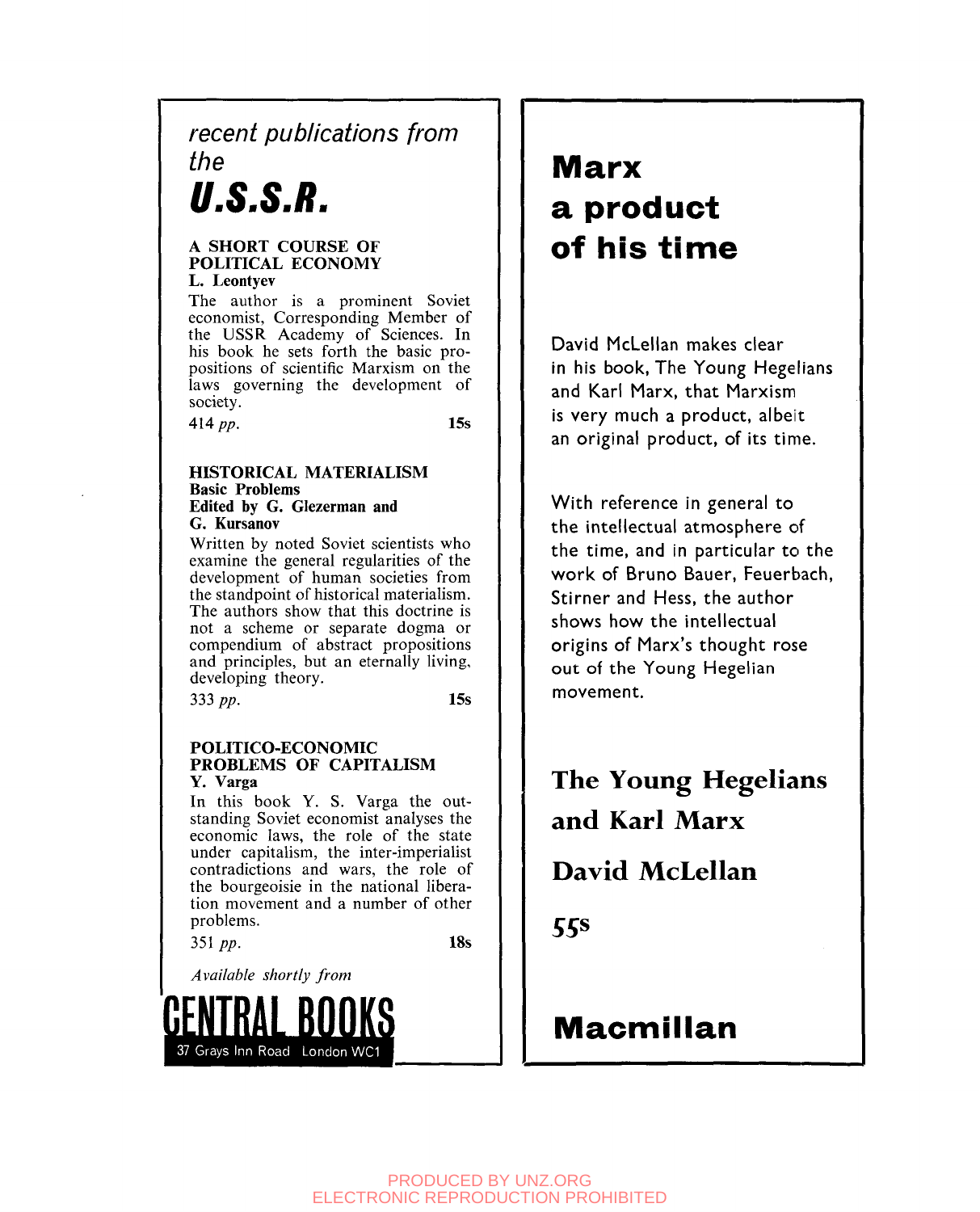*recent publications from the*

# U.S.S.R.

**A SHORT COURSE OF POLITICAL ECONOMY**
**L. Leontyev**

The author is a prominent Soviet economist, Corresponding Member of the USSR Academy of Sciences. In his book he sets forth the basic propositions of scientific Marxism on the laws governing the development of society.

414 *pp.* **15s**

**HISTORICAL MATERIALISM**
**Basic Problems**
**Edited by G. Glezerman and G. Kursanov**

Written by noted Soviet scientists who examine the general regularities of the development of human societies from the standpoint of historical materialism. The authors show that this doctrine is not a scheme or separate dogma or compendium of abstract propositions and principles, but an eternally living, developing theory.

333 *pp.* **15s**

**POLITICO-ECONOMIC PROBLEMS OF CAPITALISM**
**Y. Varga**

In this book Y. S. Varga the outstanding Soviet economist analyses the economic laws, the role of the state under capitalism, the inter-imperialist contradictions and wars, the role of the bourgeoisie in the national liberation movement and a number of other problems.

351 *pp.* **18s**

*Available shortly from*

**CENTRAL BOOKS**
37 Grays Inn Road London WC1

---

# Marx a product of his time

David McLellan makes clear in his book, The Young Hegelians and Karl Marx, that Marxism is very much a product, albeit an original product, of its time.

With reference in general to the intellectual atmosphere of the time, and in particular to the work of Bruno Bauer, Feuerbach, Stirner and Hess, the author shows how the intellectual origins of Marx's thought rose out of the Young Hegelian movement.

**The Young Hegelians and Karl Marx**

**David McLellan**

**55s**

**Macmillan**